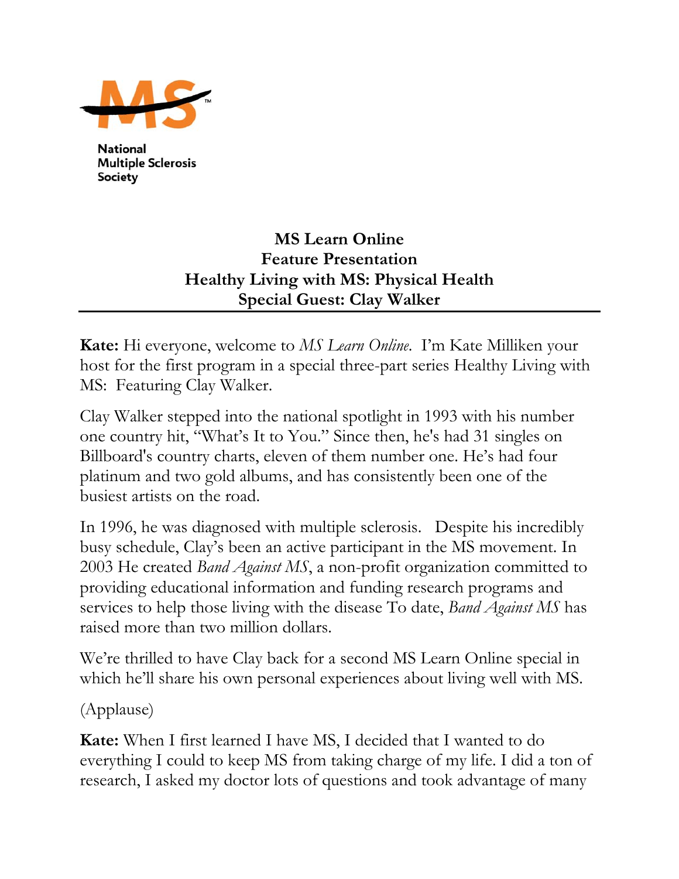National Multiple Sclerosis Society

# MS Learn Online
## Feature Presentation
## Healthy Living with MS: Physical Health
## Special Guest: Clay Walker

**Kate:** Hi everyone, welcome to *MS Learn Online*. I'm Kate Milliken your host for the first program in a special three-part series Healthy Living with MS: Featuring Clay Walker.

Clay Walker stepped into the national spotlight in 1993 with his number one country hit, "What's It to You." Since then, he's had 31 singles on Billboard's country charts, eleven of them number one. He's had four platinum and two gold albums, and has consistently been one of the busiest artists on the road.

In 1996, he was diagnosed with multiple sclerosis. Despite his incredibly busy schedule, Clay's been an active participant in the MS movement. In 2003 He created *Band Against MS*, a non-profit organization committed to providing educational information and funding research programs and services to help those living with the disease To date, *Band Against MS* has raised more than two million dollars.

We're thrilled to have Clay back for a second MS Learn Online special in which he'll share his own personal experiences about living well with MS.

(Applause)

**Kate:** When I first learned I have MS, I decided that I wanted to do everything I could to keep MS from taking charge of my life. I did a ton of research, I asked my doctor lots of questions and took advantage of many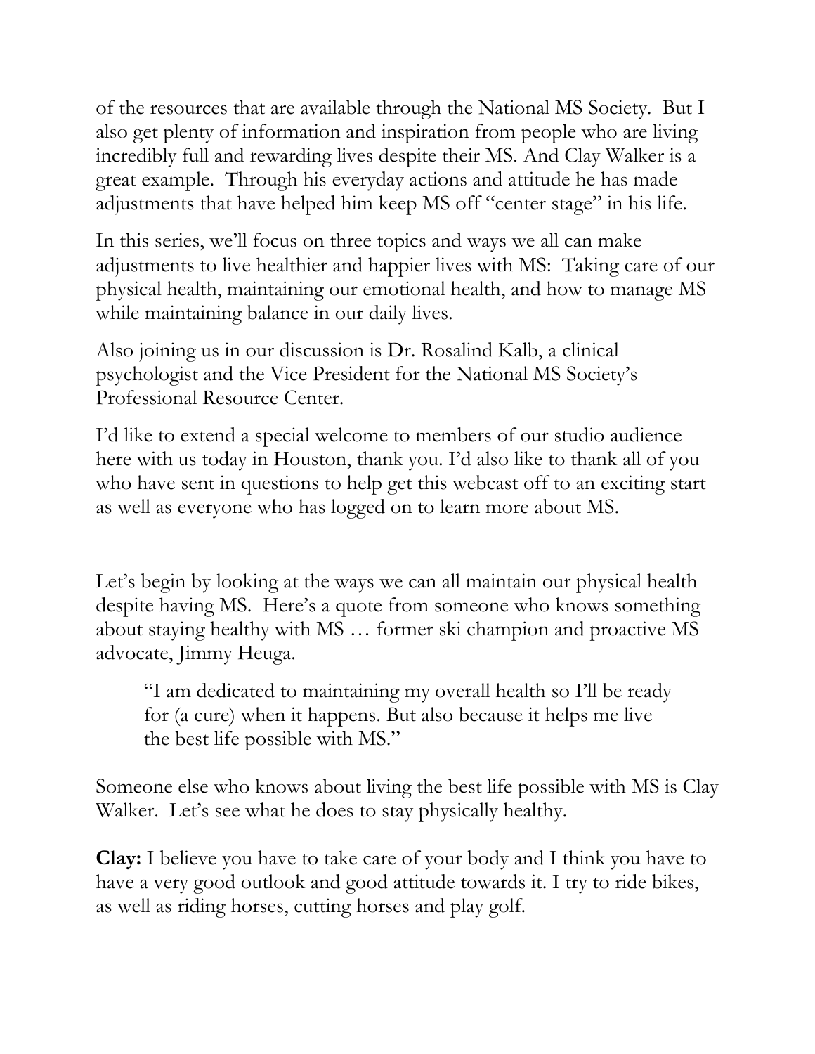of the resources that are available through the National MS Society. But I also get plenty of information and inspiration from people who are living incredibly full and rewarding lives despite their MS. And Clay Walker is a great example. Through his everyday actions and attitude he has made adjustments that have helped him keep MS off "center stage" in his life.

In this series, we'll focus on three topics and ways we all can make adjustments to live healthier and happier lives with MS: Taking care of our physical health, maintaining our emotional health, and how to manage MS while maintaining balance in our daily lives.

Also joining us in our discussion is Dr. Rosalind Kalb, a clinical psychologist and the Vice President for the National MS Society's Professional Resource Center.

I'd like to extend a special welcome to members of our studio audience here with us today in Houston, thank you. I'd also like to thank all of you who have sent in questions to help get this webcast off to an exciting start as well as everyone who has logged on to learn more about MS.

Let's begin by looking at the ways we can all maintain our physical health despite having MS. Here's a quote from someone who knows something about staying healthy with MS … former ski champion and proactive MS advocate, Jimmy Heuga.

> "I am dedicated to maintaining my overall health so I'll be ready for (a cure) when it happens. But also because it helps me live the best life possible with MS."

Someone else who knows about living the best life possible with MS is Clay Walker. Let's see what he does to stay physically healthy.

**Clay:** I believe you have to take care of your body and I think you have to have a very good outlook and good attitude towards it. I try to ride bikes, as well as riding horses, cutting horses and play golf.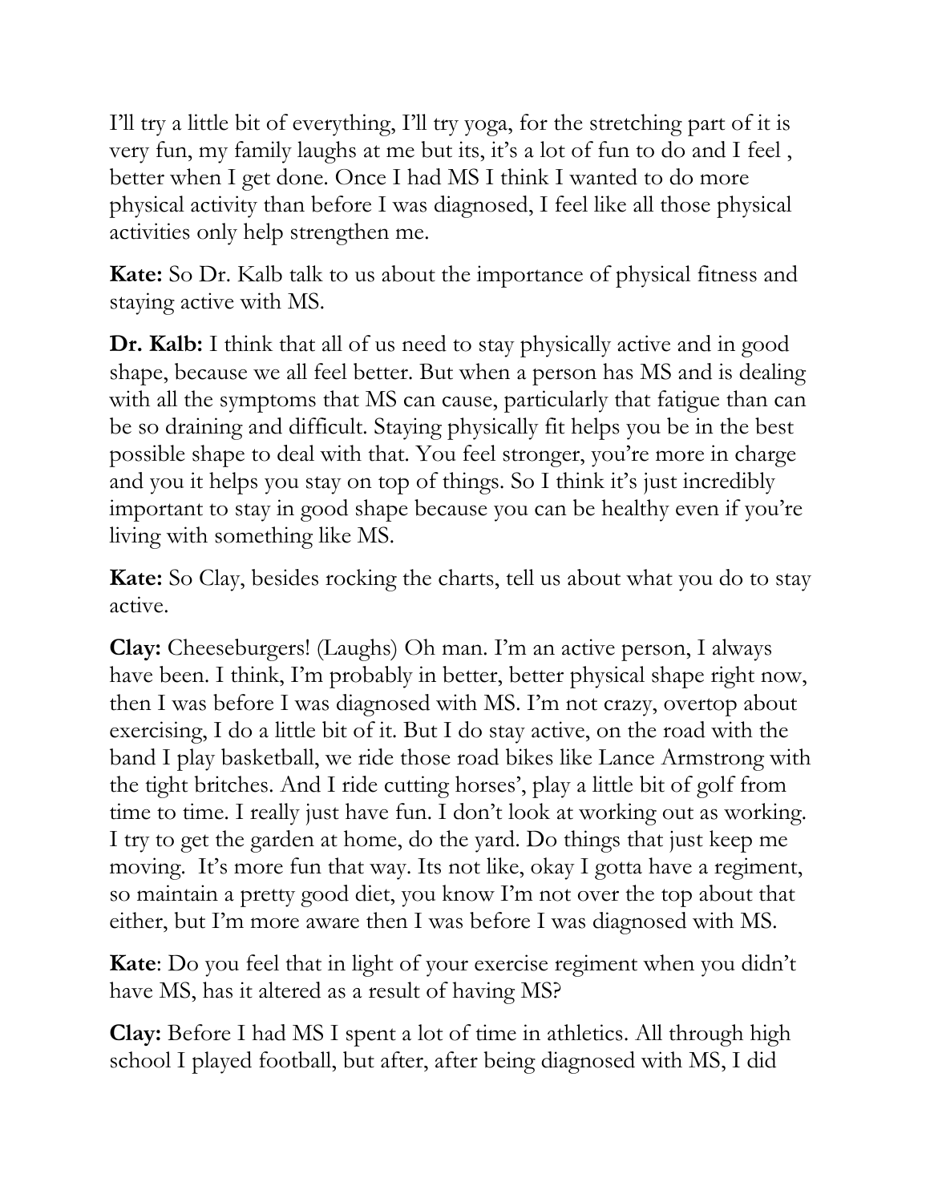I'll try a little bit of everything, I'll try yoga, for the stretching part of it is very fun, my family laughs at me but its, it's a lot of fun to do and I feel , better when I get done. Once I had MS I think I wanted to do more physical activity than before I was diagnosed, I feel like all those physical activities only help strengthen me.

**Kate:** So Dr. Kalb talk to us about the importance of physical fitness and staying active with MS.

**Dr. Kalb:** I think that all of us need to stay physically active and in good shape, because we all feel better. But when a person has MS and is dealing with all the symptoms that MS can cause, particularly that fatigue than can be so draining and difficult. Staying physically fit helps you be in the best possible shape to deal with that. You feel stronger, you're more in charge and you it helps you stay on top of things. So I think it's just incredibly important to stay in good shape because you can be healthy even if you're living with something like MS.

**Kate:** So Clay, besides rocking the charts, tell us about what you do to stay active.

**Clay:** Cheeseburgers! (Laughs) Oh man. I'm an active person, I always have been. I think, I'm probably in better, better physical shape right now, then I was before I was diagnosed with MS. I'm not crazy, overtop about exercising, I do a little bit of it. But I do stay active, on the road with the band I play basketball, we ride those road bikes like Lance Armstrong with the tight britches. And I ride cutting horses', play a little bit of golf from time to time. I really just have fun. I don't look at working out as working. I try to get the garden at home, do the yard. Do things that just keep me moving. It's more fun that way. Its not like, okay I gotta have a regiment, so maintain a pretty good diet, you know I'm not over the top about that either, but I'm more aware then I was before I was diagnosed with MS.

**Kate**: Do you feel that in light of your exercise regiment when you didn't have MS, has it altered as a result of having MS?

**Clay:** Before I had MS I spent a lot of time in athletics. All through high school I played football, but after, after being diagnosed with MS, I did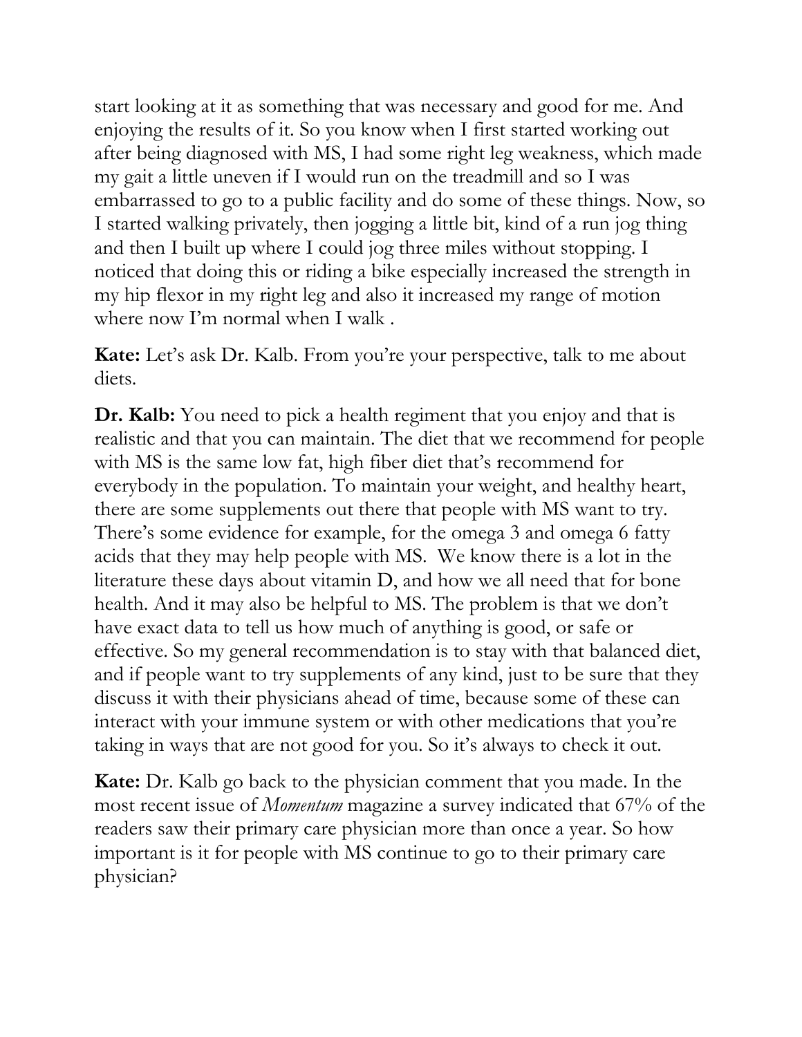start looking at it as something that was necessary and good for me. And enjoying the results of it. So you know when I first started working out after being diagnosed with MS, I had some right leg weakness, which made my gait a little uneven if I would run on the treadmill and so I was embarrassed to go to a public facility and do some of these things. Now, so I started walking privately, then jogging a little bit, kind of a run jog thing and then I built up where I could jog three miles without stopping. I noticed that doing this or riding a bike especially increased the strength in my hip flexor in my right leg and also it increased my range of motion where now I'm normal when I walk .

**Kate:** Let's ask Dr. Kalb. From you're your perspective, talk to me about diets.

**Dr. Kalb:** You need to pick a health regiment that you enjoy and that is realistic and that you can maintain. The diet that we recommend for people with MS is the same low fat, high fiber diet that's recommend for everybody in the population. To maintain your weight, and healthy heart, there are some supplements out there that people with MS want to try. There's some evidence for example, for the omega 3 and omega 6 fatty acids that they may help people with MS. We know there is a lot in the literature these days about vitamin D, and how we all need that for bone health. And it may also be helpful to MS. The problem is that we don't have exact data to tell us how much of anything is good, or safe or effective. So my general recommendation is to stay with that balanced diet, and if people want to try supplements of any kind, just to be sure that they discuss it with their physicians ahead of time, because some of these can interact with your immune system or with other medications that you're taking in ways that are not good for you. So it's always to check it out.

**Kate:** Dr. Kalb go back to the physician comment that you made. In the most recent issue of *Momentum* magazine a survey indicated that 67% of the readers saw their primary care physician more than once a year. So how important is it for people with MS continue to go to their primary care physician?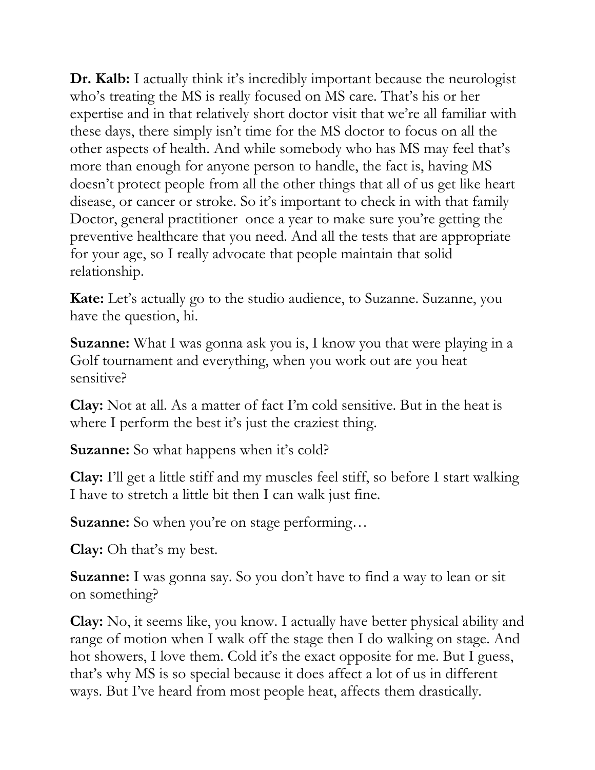**Dr. Kalb:** I actually think it's incredibly important because the neurologist who's treating the MS is really focused on MS care. That's his or her expertise and in that relatively short doctor visit that we're all familiar with these days, there simply isn't time for the MS doctor to focus on all the other aspects of health. And while somebody who has MS may feel that's more than enough for anyone person to handle, the fact is, having MS doesn't protect people from all the other things that all of us get like heart disease, or cancer or stroke. So it's important to check in with that family Doctor, general practitioner once a year to make sure you're getting the preventive healthcare that you need. And all the tests that are appropriate for your age, so I really advocate that people maintain that solid relationship.

**Kate:** Let's actually go to the studio audience, to Suzanne. Suzanne, you have the question, hi.

**Suzanne:** What I was gonna ask you is, I know you that were playing in a Golf tournament and everything, when you work out are you heat sensitive?

**Clay:** Not at all. As a matter of fact I'm cold sensitive. But in the heat is where I perform the best it's just the craziest thing.

**Suzanne:** So what happens when it's cold?

**Clay:** I'll get a little stiff and my muscles feel stiff, so before I start walking I have to stretch a little bit then I can walk just fine.

**Suzanne:** So when you're on stage performing…

**Clay:** Oh that's my best.

**Suzanne:** I was gonna say. So you don't have to find a way to lean or sit on something?

**Clay:** No, it seems like, you know. I actually have better physical ability and range of motion when I walk off the stage then I do walking on stage. And hot showers, I love them. Cold it's the exact opposite for me. But I guess, that's why MS is so special because it does affect a lot of us in different ways. But I've heard from most people heat, affects them drastically.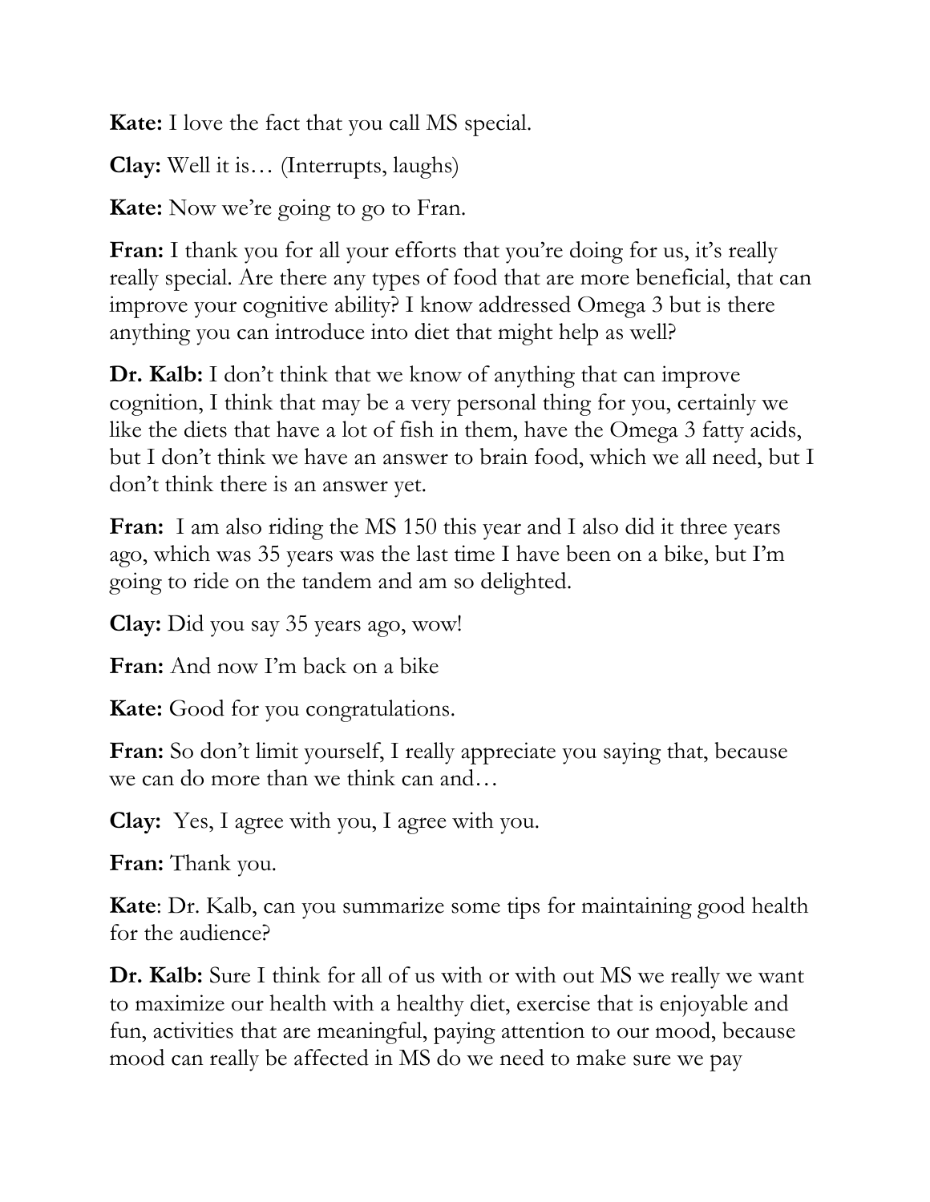**Kate:** I love the fact that you call MS special.

**Clay:** Well it is… (Interrupts, laughs)

**Kate:** Now we're going to go to Fran.

**Fran:** I thank you for all your efforts that you're doing for us, it's really really special. Are there any types of food that are more beneficial, that can improve your cognitive ability? I know addressed Omega 3 but is there anything you can introduce into diet that might help as well?

**Dr. Kalb:** I don't think that we know of anything that can improve cognition, I think that may be a very personal thing for you, certainly we like the diets that have a lot of fish in them, have the Omega 3 fatty acids, but I don't think we have an answer to brain food, which we all need, but I don't think there is an answer yet.

**Fran:** I am also riding the MS 150 this year and I also did it three years ago, which was 35 years was the last time I have been on a bike, but I'm going to ride on the tandem and am so delighted.

**Clay:** Did you say 35 years ago, wow!

**Fran:** And now I'm back on a bike

**Kate:** Good for you congratulations.

**Fran:** So don't limit yourself, I really appreciate you saying that, because we can do more than we think can and…

**Clay:** Yes, I agree with you, I agree with you.

**Fran:** Thank you.

**Kate**: Dr. Kalb, can you summarize some tips for maintaining good health for the audience?

**Dr. Kalb:** Sure I think for all of us with or with out MS we really we want to maximize our health with a healthy diet, exercise that is enjoyable and fun, activities that are meaningful, paying attention to our mood, because mood can really be affected in MS do we need to make sure we pay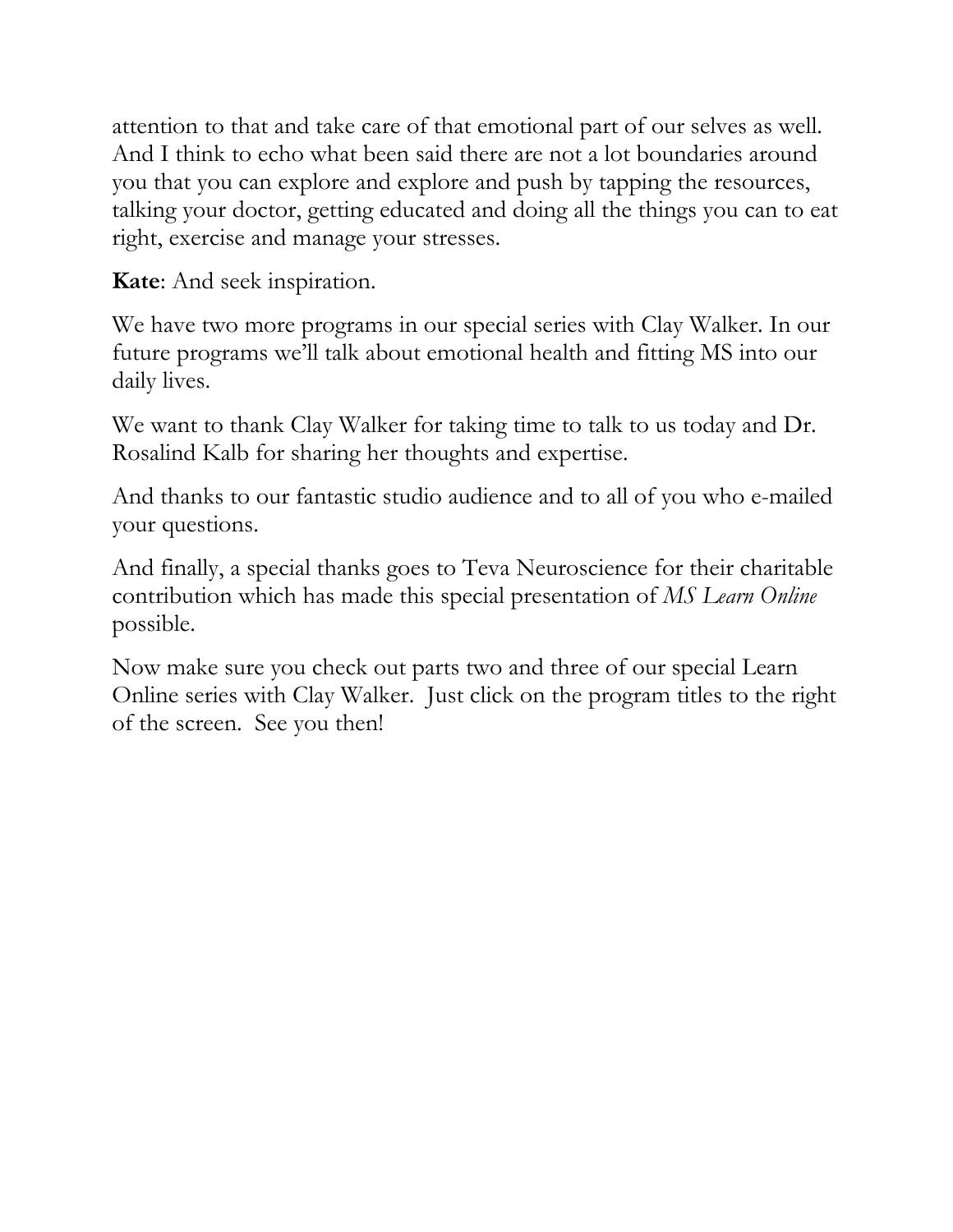attention to that and take care of that emotional part of our selves as well. And I think to echo what been said there are not a lot boundaries around you that you can explore and explore and push by tapping the resources, talking your doctor, getting educated and doing all the things you can to eat right, exercise and manage your stresses.

**Kate**: And seek inspiration.

We have two more programs in our special series with Clay Walker. In our future programs we'll talk about emotional health and fitting MS into our daily lives.

We want to thank Clay Walker for taking time to talk to us today and Dr. Rosalind Kalb for sharing her thoughts and expertise.

And thanks to our fantastic studio audience and to all of you who e-mailed your questions.

And finally, a special thanks goes to Teva Neuroscience for their charitable contribution which has made this special presentation of *MS Learn Online* possible.

Now make sure you check out parts two and three of our special Learn Online series with Clay Walker. Just click on the program titles to the right of the screen. See you then!